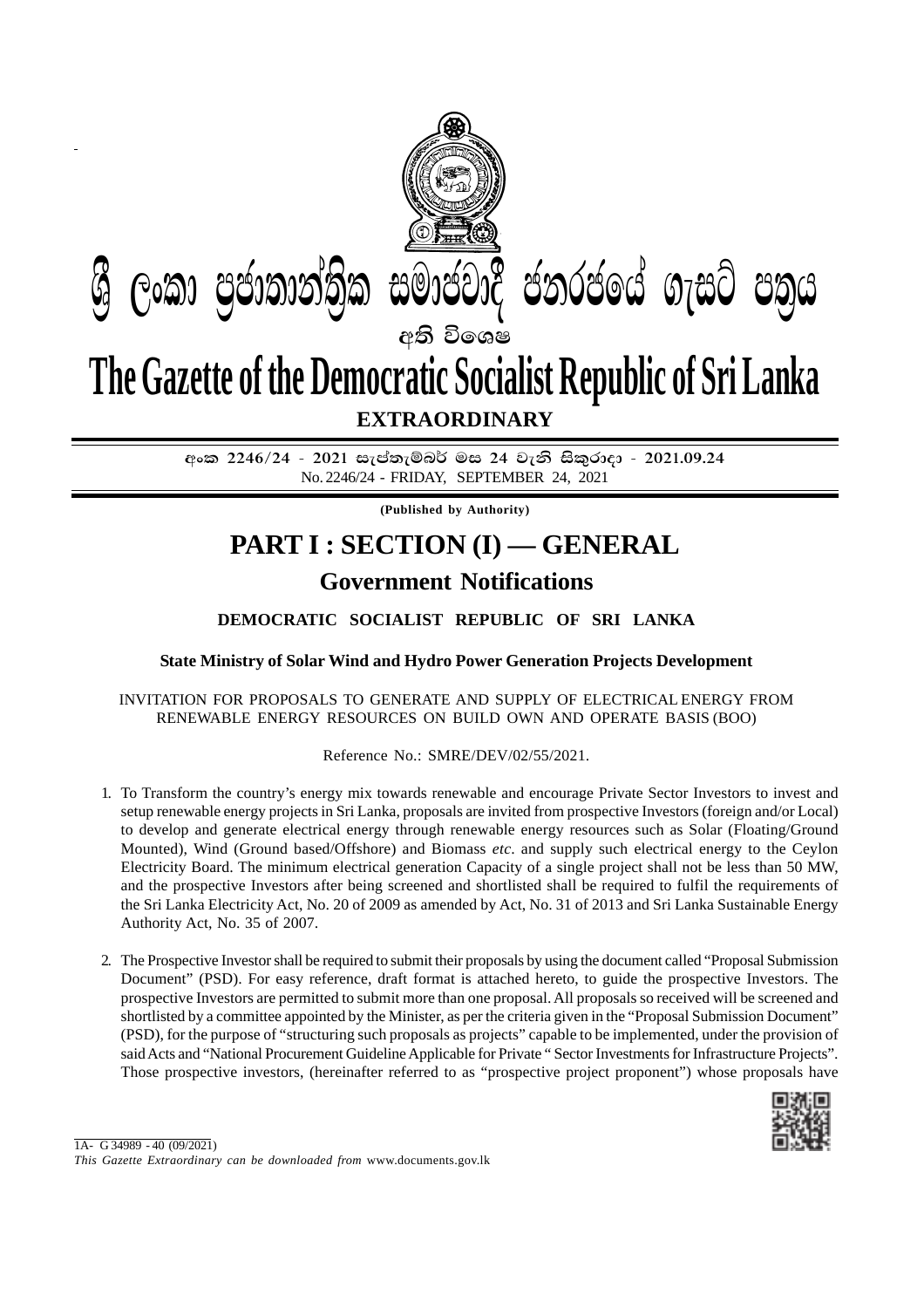# ශ්‍රී ලංකා ප්‍රජාතාන්ත්‍රික සමාජවාදී ජනරජයේ ගැසට් පත්‍රය

අති විශෙෂ

# The Gazette of the Democratic Socialist Republic of Sri Lanka

**EXTRAORDINARY**

අංක 2246/24 - 2021 සැප්තැම්බර් මස 24 වැනි සිකුරාදා - 2021.09.24

No. 2246/24 - FRIDAY, SEPTEMBER 24, 2021

**(Published by Authority)**

# PART I : SECTION (I) — GENERAL

## Government Notifications

### DEMOCRATIC SOCIALIST REPUBLIC OF SRI LANKA

### State Ministry of Solar Wind and Hydro Power Generation Projects Development

INVITATION FOR PROPOSALS TO GENERATE AND SUPPLY OF ELECTRICAL ENERGY FROM RENEWABLE ENERGY RESOURCES ON BUILD OWN AND OPERATE BASIS (BOO)

Reference No.: SMRE/DEV/02/55/2021.

1. To Transform the country's energy mix towards renewable and encourage Private Sector Investors to invest and setup renewable energy projects in Sri Lanka, proposals are invited from prospective Investors (foreign and/or Local) to develop and generate electrical energy through renewable energy resources such as Solar (Floating/Ground Mounted), Wind (Ground based/Offshore) and Biomass *etc.* and supply such electrical energy to the Ceylon Electricity Board. The minimum electrical generation Capacity of a single project shall not be less than 50 MW, and the prospective Investors after being screened and shortlisted shall be required to fulfil the requirements of the Sri Lanka Electricity Act, No. 20 of 2009 as amended by Act, No. 31 of 2013 and Sri Lanka Sustainable Energy Authority Act, No. 35 of 2007.

2. The Prospective Investor shall be required to submit their proposals by using the document called "Proposal Submission Document" (PSD). For easy reference, draft format is attached hereto, to guide the prospective Investors. The prospective Investors are permitted to submit more than one proposal. All proposals so received will be screened and shortlisted by a committee appointed by the Minister, as per the criteria given in the "Proposal Submission Document" (PSD), for the purpose of "structuring such proposals as projects" capable to be implemented, under the provision of said Acts and "National Procurement Guideline Applicable for Private " Sector Investments for Infrastructure Projects". Those prospective investors, (hereinafter referred to as "prospective project proponent") whose proposals have

1A- G 34989 - 40 (09/2021)

*This Gazette Extraordinary can be downloaded from* www.documents.gov.lk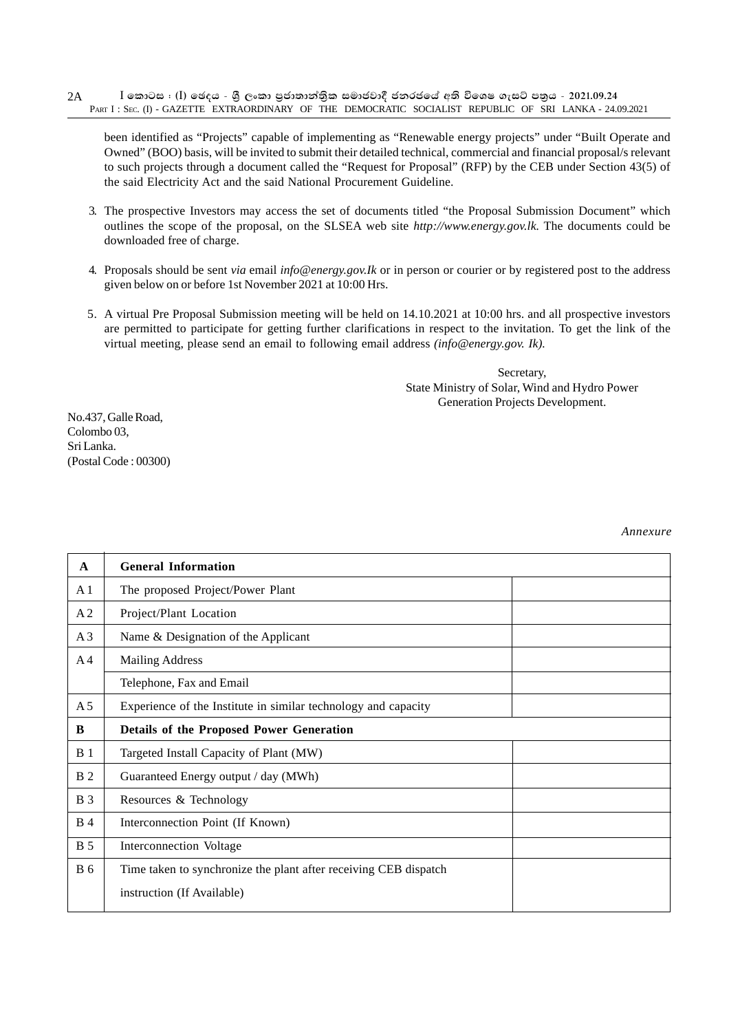been identified as "Projects" capable of implementing as "Renewable energy projects" under "Built Operate and Owned" (BOO) basis, will be invited to submit their detailed technical, commercial and financial proposal/s relevant to such projects through a document called the "Request for Proposal" (RFP) by the CEB under Section 43(5) of the said Electricity Act and the said National Procurement Guideline.

3. The prospective Investors may access the set of documents titled "the Proposal Submission Document" which outlines the scope of the proposal, on the SLSEA web site *http://www.energy.gov.lk.* The documents could be downloaded free of charge.

4. Proposals should be sent *via* email *info@energy.gov.Ik* or in person or courier or by registered post to the address given below on or before 1st November 2021 at 10:00 Hrs.

5. A virtual Pre Proposal Submission meeting will be held on 14.10.2021 at 10:00 hrs. and all prospective investors are permitted to participate for getting further clarifications in respect to the invitation. To get the link of the virtual meeting, please send an email to following email address *(info@energy.gov. Ik).*

Secretary,
State Ministry of Solar, Wind and Hydro Power
Generation Projects Development.

No.437, Galle Road,
Colombo 03,
Sri Lanka.
(Postal Code : 00300)

*Annexure*

| A | **General Information** | |
|---|---|---|
| A 1 | The proposed Project/Power Plant | |
| A 2 | Project/Plant Location | |
| A 3 | Name & Designation of the Applicant | |
| A 4 | Mailing Address | |
| | Telephone, Fax and Email | |
| A 5 | Experience of the Institute in similar technology and capacity | |
| **B** | **Details of the Proposed Power Generation** | |
| B 1 | Targeted Install Capacity of Plant (MW) | |
| B 2 | Guaranteed Energy output / day (MWh) | |
| B 3 | Resources & Technology | |
| B 4 | Interconnection Point (If Known) | |
| B 5 | Interconnection Voltage | |
| B 6 | Time taken to synchronize the plant after receiving CEB dispatch instruction (If Available) | |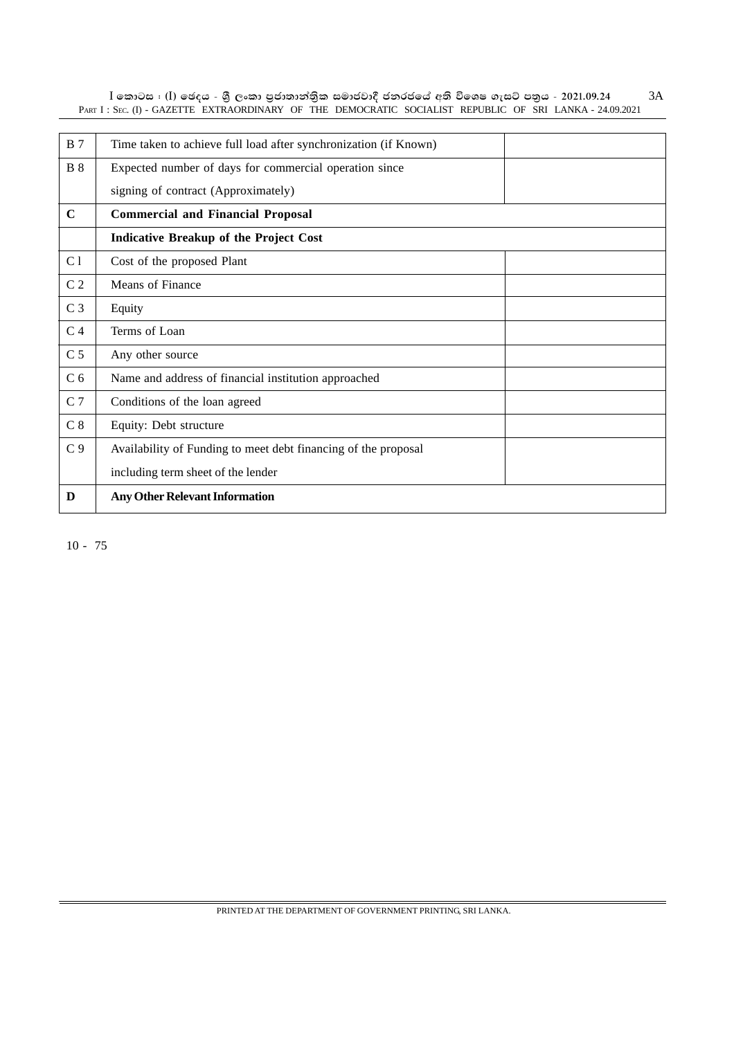| | | |
|---|---|---|
| B 7 | Time taken to achieve full load after synchronization (if Known) | |
| B 8 | Expected number of days for commercial operation since signing of contract (Approximately) | |
| **C** | **Commercial and Financial Proposal** | |
| | **Indicative Breakup of the Project Cost** | |
| C 1 | Cost of the proposed Plant | |
| C 2 | Means of Finance | |
| C 3 | Equity | |
| C 4 | Terms of Loan | |
| C 5 | Any other source | |
| C 6 | Name and address of financial institution approached | |
| C 7 | Conditions of the loan agreed | |
| C 8 | Equity: Debt structure | |
| C 9 | Availability of Funding to meet debt financing of the proposal including term sheet of the lender | |
| **D** | **Any Other Relevant Information** | |

10 - 75

PRINTED AT THE DEPARTMENT OF GOVERNMENT PRINTING, SRI LANKA.